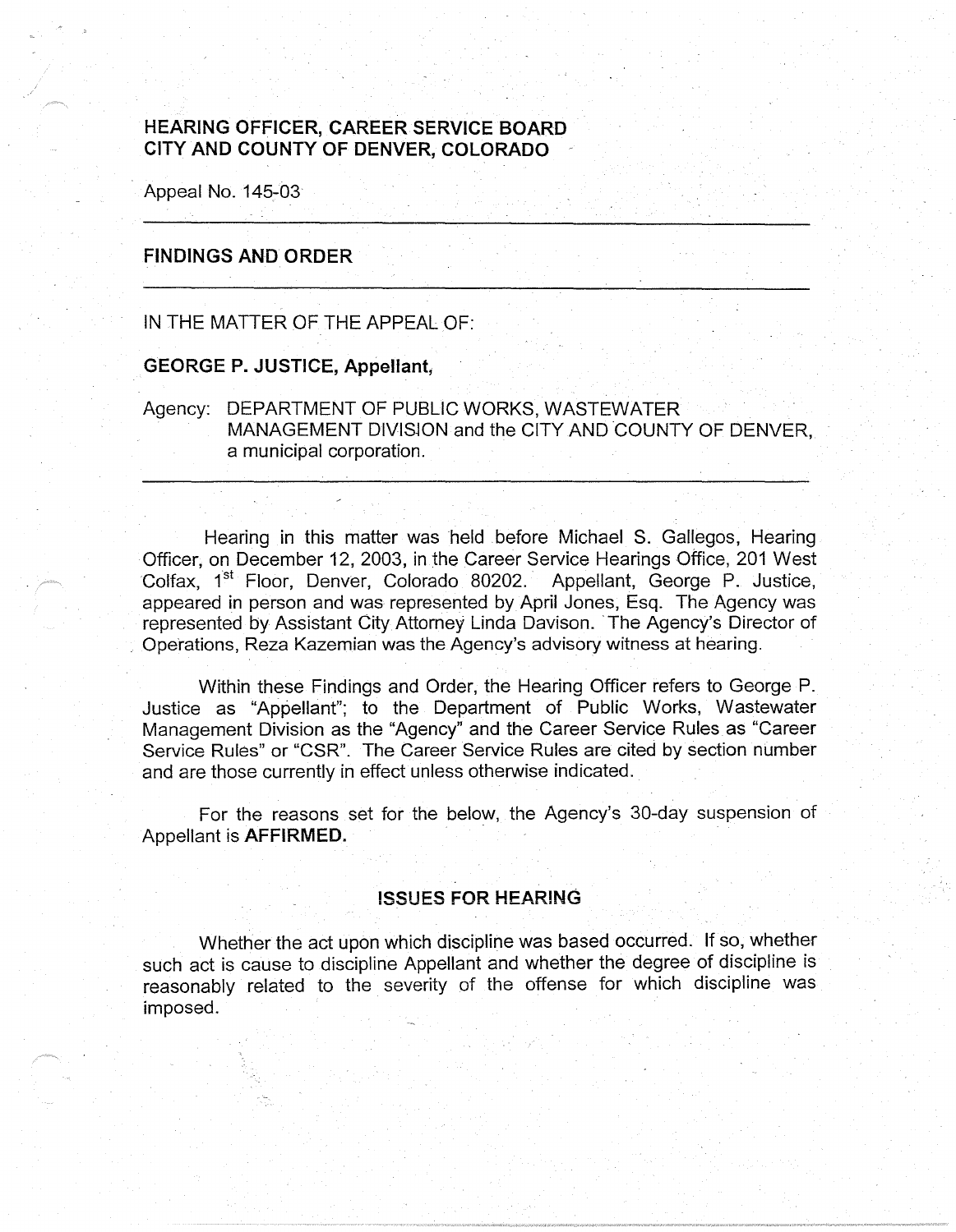# HEARING OFFICER, CAREER SERVICE BOARD
# CITY AND COUNTY OF DENVER, COLORADO

Appeal No. 145-03

---

## FINDINGS AND ORDER

---

IN THE MATTER OF THE APPEAL OF:

**GEORGE P. JUSTICE, Appellant,**

Agency: DEPARTMENT OF PUBLIC WORKS, WASTEWATER MANAGEMENT DIVISION and the CITY AND COUNTY OF DENVER, a municipal corporation.

---

Hearing in this matter was held before Michael S. Gallegos, Hearing Officer, on December 12, 2003, in the Career Service Hearings Office, 201 West Colfax, 1st Floor, Denver, Colorado 80202. Appellant, George P. Justice, appeared in person and was represented by April Jones, Esq. The Agency was represented by Assistant City Attorney Linda Davison. The Agency's Director of Operations, Reza Kazemian was the Agency's advisory witness at hearing.

Within these Findings and Order, the Hearing Officer refers to George P. Justice as "Appellant"; to the Department of Public Works, Wastewater Management Division as the "Agency" and the Career Service Rules as "Career Service Rules" or "CSR". The Career Service Rules are cited by section number and are those currently in effect unless otherwise indicated.

For the reasons set for the below, the Agency's 30-day suspension of Appellant is **AFFIRMED.**

### ISSUES FOR HEARING

Whether the act upon which discipline was based occurred. If so, whether such act is cause to discipline Appellant and whether the degree of discipline is reasonably related to the severity of the offense for which discipline was imposed.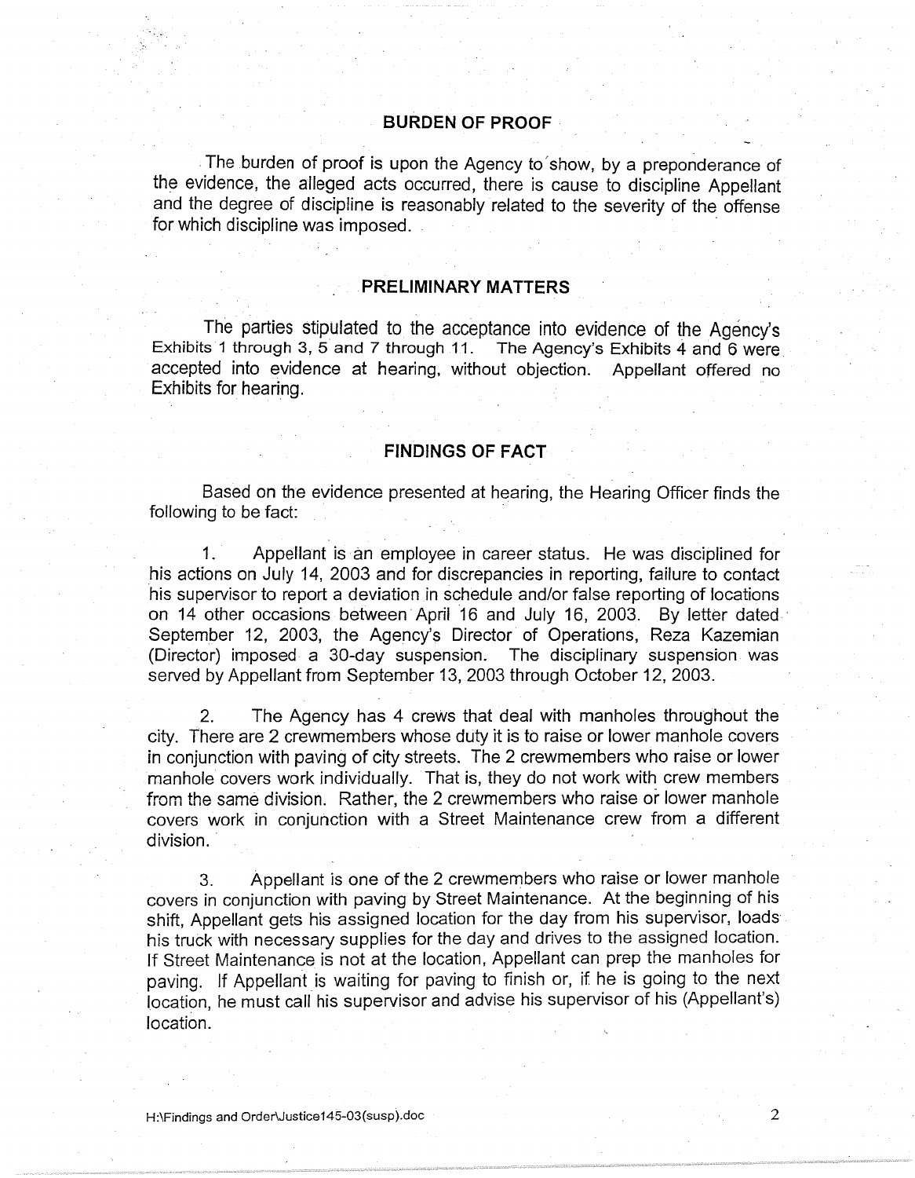## BURDEN OF PROOF

The burden of proof is upon the Agency to show, by a preponderance of the evidence, the alleged acts occurred, there is cause to discipline Appellant and the degree of discipline is reasonably related to the severity of the offense for which discipline was imposed.

## PRELIMINARY MATTERS

The parties stipulated to the acceptance into evidence of the Agency's Exhibits 1 through 3, 5 and 7 through 11. The Agency's Exhibits 4 and 6 were accepted into evidence at hearing, without objection. Appellant offered no Exhibits for hearing.

## FINDINGS OF FACT

Based on the evidence presented at hearing, the Hearing Officer finds the following to be fact:

1. Appellant is an employee in career status. He was disciplined for his actions on July 14, 2003 and for discrepancies in reporting, failure to contact his supervisor to report a deviation in schedule and/or false reporting of locations on 14 other occasions between April 16 and July 16, 2003. By letter dated September 12, 2003, the Agency's Director of Operations, Reza Kazemian (Director) imposed a 30-day suspension. The disciplinary suspension was served by Appellant from September 13, 2003 through October 12, 2003.

2. The Agency has 4 crews that deal with manholes throughout the city. There are 2 crewmembers whose duty it is to raise or lower manhole covers in conjunction with paving of city streets. The 2 crewmembers who raise or lower manhole covers work individually. That is, they do not work with crew members from the same division. Rather, the 2 crewmembers who raise or lower manhole covers work in conjunction with a Street Maintenance crew from a different division.

3. Appellant is one of the 2 crewmembers who raise or lower manhole covers in conjunction with paving by Street Maintenance. At the beginning of his shift, Appellant gets his assigned location for the day from his supervisor, loads his truck with necessary supplies for the day and drives to the assigned location. If Street Maintenance is not at the location, Appellant can prep the manholes for paving. If Appellant is waiting for paving to finish or, if he is going to the next location, he must call his supervisor and advise his supervisor of his (Appellant's) location.

H:\Findings and Order\Justice145-03(susp).doc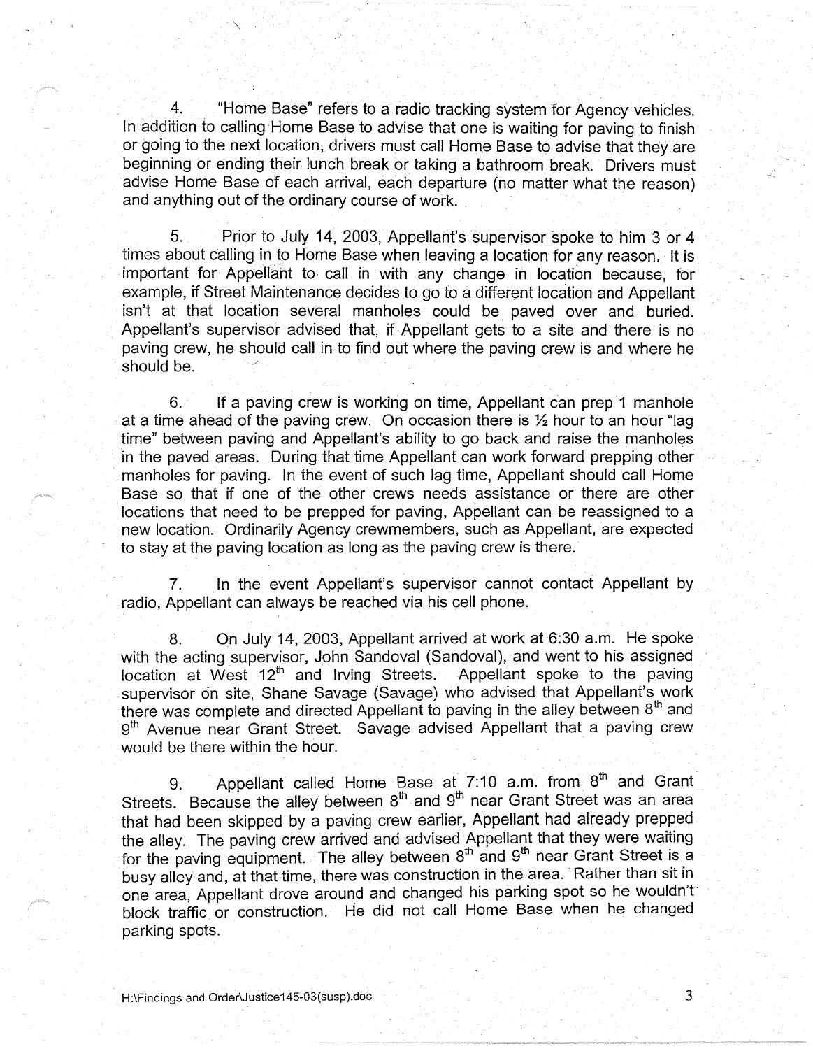4. "Home Base" refers to a radio tracking system for Agency vehicles. In addition to calling Home Base to advise that one is waiting for paving to finish or going to the next location, drivers must call Home Base to advise that they are beginning or ending their lunch break or taking a bathroom break. Drivers must advise Home Base of each arrival, each departure (no matter what the reason) and anything out of the ordinary course of work.

5. Prior to July 14, 2003, Appellant's supervisor spoke to him 3 or 4 times about calling in to Home Base when leaving a location for any reason. It is important for Appellant to call in with any change in location because, for example, if Street Maintenance decides to go to a different location and Appellant isn't at that location several manholes could be paved over and buried. Appellant's supervisor advised that, if Appellant gets to a site and there is no paving crew, he should call in to find out where the paving crew is and where he should be.

6. If a paving crew is working on time, Appellant can prep 1 manhole at a time ahead of the paving crew. On occasion there is ½ hour to an hour "lag time" between paving and Appellant's ability to go back and raise the manholes in the paved areas. During that time Appellant can work forward prepping other manholes for paving. In the event of such lag time, Appellant should call Home Base so that if one of the other crews needs assistance or there are other locations that need to be prepped for paving, Appellant can be reassigned to a new location. Ordinarily Agency crewmembers, such as Appellant, are expected to stay at the paving location as long as the paving crew is there.

7. In the event Appellant's supervisor cannot contact Appellant by radio, Appellant can always be reached via his cell phone.

8. On July 14, 2003, Appellant arrived at work at 6:30 a.m. He spoke with the acting supervisor, John Sandoval (Sandoval), and went to his assigned location at West 12th and Irving Streets. Appellant spoke to the paving supervisor on site, Shane Savage (Savage) who advised that Appellant's work there was complete and directed Appellant to paving in the alley between 8th and 9th Avenue near Grant Street. Savage advised Appellant that a paving crew would be there within the hour.

9. Appellant called Home Base at 7:10 a.m. from 8th and Grant Streets. Because the alley between 8th and 9th near Grant Street was an area that had been skipped by a paving crew earlier, Appellant had already prepped the alley. The paving crew arrived and advised Appellant that they were waiting for the paving equipment. The alley between 8th and 9th near Grant Street is a busy alley and, at that time, there was construction in the area. Rather than sit in one area, Appellant drove around and changed his parking spot so he wouldn't block traffic or construction. He did not call Home Base when he changed parking spots.

H:\Findings and Order\Justice145-03(susp).doc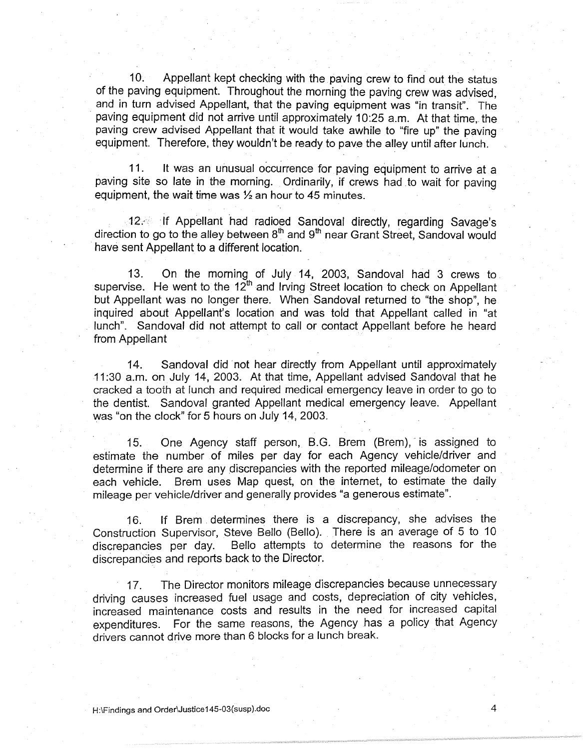10. Appellant kept checking with the paving crew to find out the status of the paving equipment. Throughout the morning the paving crew was advised, and in turn advised Appellant, that the paving equipment was "in transit". The paving equipment did not arrive until approximately 10:25 a.m. At that time, the paving crew advised Appellant that it would take awhile to "fire up" the paving equipment. Therefore, they wouldn't be ready to pave the alley until after lunch.

11. It was an unusual occurrence for paving equipment to arrive at a paving site so late in the morning. Ordinarily, if crews had to wait for paving equipment, the wait time was ½ an hour to 45 minutes.

12. If Appellant had radioed Sandoval directly, regarding Savage's direction to go to the alley between 8th and 9th near Grant Street, Sandoval would have sent Appellant to a different location.

13. On the morning of July 14, 2003, Sandoval had 3 crews to supervise. He went to the 12th and Irving Street location to check on Appellant but Appellant was no longer there. When Sandoval returned to "the shop", he inquired about Appellant's location and was told that Appellant called in "at lunch". Sandoval did not attempt to call or contact Appellant before he heard from Appellant

14. Sandoval did not hear directly from Appellant until approximately 11:30 a.m. on July 14, 2003. At that time, Appellant advised Sandoval that he cracked a tooth at lunch and required medical emergency leave in order to go to the dentist. Sandoval granted Appellant medical emergency leave. Appellant was "on the clock" for 5 hours on July 14, 2003.

15. One Agency staff person, B.G. Brem (Brem), is assigned to estimate the number of miles per day for each Agency vehicle/driver and determine if there are any discrepancies with the reported mileage/odometer on each vehicle. Brem uses Map quest, on the internet, to estimate the daily mileage per vehicle/driver and generally provides "a generous estimate".

16. If Brem determines there is a discrepancy, she advises the Construction Supervisor, Steve Bello (Bello). There is an average of 5 to 10 discrepancies per day. Bello attempts to determine the reasons for the discrepancies and reports back to the Director.

17. The Director monitors mileage discrepancies because unnecessary driving causes increased fuel usage and costs, depreciation of city vehicles, increased maintenance costs and results in the need for increased capital expenditures. For the same reasons, the Agency has a policy that Agency drivers cannot drive more than 6 blocks for a lunch break.

H:\Findings and Order\Justice145-03(susp).doc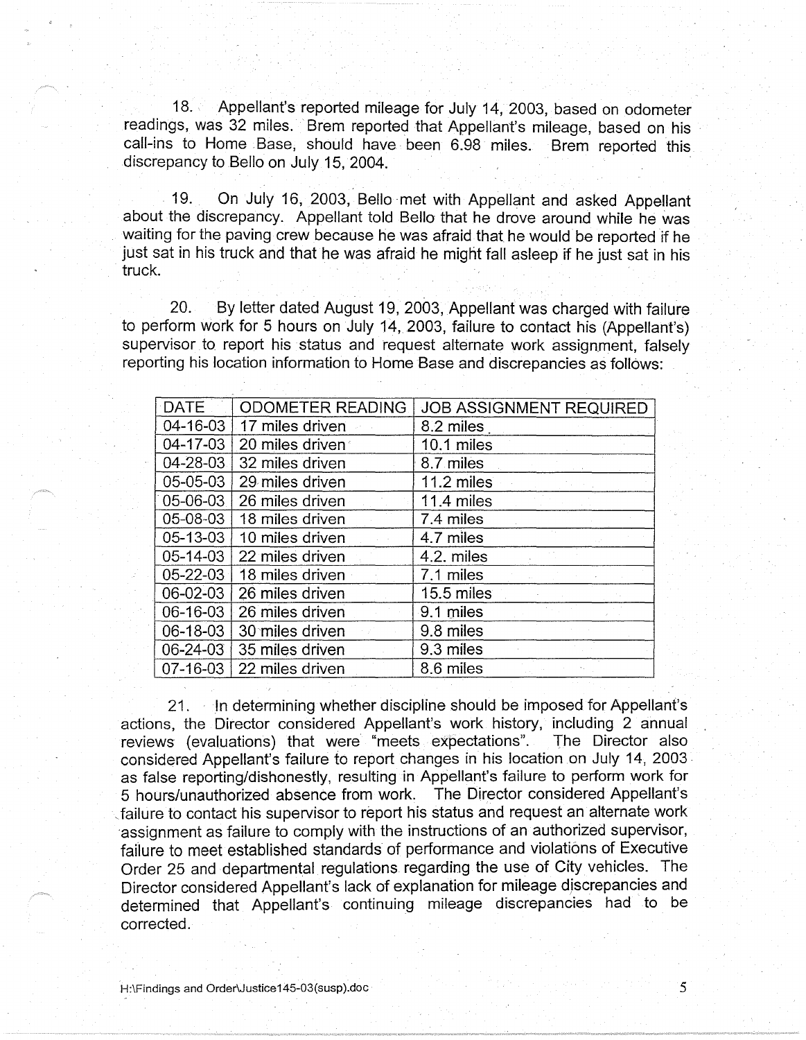18. Appellant's reported mileage for July 14, 2003, based on odometer readings, was 32 miles. Brem reported that Appellant's mileage, based on his call-ins to Home Base, should have been 6.98 miles. Brem reported this discrepancy to Bello on July 15, 2004.

19. On July 16, 2003, Bello met with Appellant and asked Appellant about the discrepancy. Appellant told Bello that he drove around while he was waiting for the paving crew because he was afraid that he would be reported if he just sat in his truck and that he was afraid he might fall asleep if he just sat in his truck.

20. By letter dated August 19, 2003, Appellant was charged with failure to perform work for 5 hours on July 14, 2003, failure to contact his (Appellant's) supervisor to report his status and request alternate work assignment, falsely reporting his location information to Home Base and discrepancies as follows:

| DATE | ODOMETER READING | JOB ASSIGNMENT REQUIRED |
|---|---|---|
| 04-16-03 | 17 miles driven | 8.2 miles |
| 04-17-03 | 20 miles driven | 10.1 miles |
| 04-28-03 | 32 miles driven | 8.7 miles |
| 05-05-03 | 29 miles driven | 11.2 miles |
| 05-06-03 | 26 miles driven | 11.4 miles |
| 05-08-03 | 18 miles driven | 7.4 miles |
| 05-13-03 | 10 miles driven | 4.7 miles |
| 05-14-03 | 22 miles driven | 4.2. miles |
| 05-22-03 | 18 miles driven | 7.1 miles |
| 06-02-03 | 26 miles driven | 15.5 miles |
| 06-16-03 | 26 miles driven | 9.1 miles |
| 06-18-03 | 30 miles driven | 9.8 miles |
| 06-24-03 | 35 miles driven | 9.3 miles |
| 07-16-03 | 22 miles driven | 8.6 miles |

21. In determining whether discipline should be imposed for Appellant's actions, the Director considered Appellant's work history, including 2 annual reviews (evaluations) that were "meets expectations". The Director also considered Appellant's failure to report changes in his location on July 14, 2003 as false reporting/dishonestly, resulting in Appellant's failure to perform work for 5 hours/unauthorized absence from work. The Director considered Appellant's failure to contact his supervisor to report his status and request an alternate work assignment as failure to comply with the instructions of an authorized supervisor, failure to meet established standards of performance and violations of Executive Order 25 and departmental regulations regarding the use of City vehicles. The Director considered Appellant's lack of explanation for mileage discrepancies and determined that Appellant's continuing mileage discrepancies had to be corrected.

H:\Findings and Order\Justice145-03(susp).doc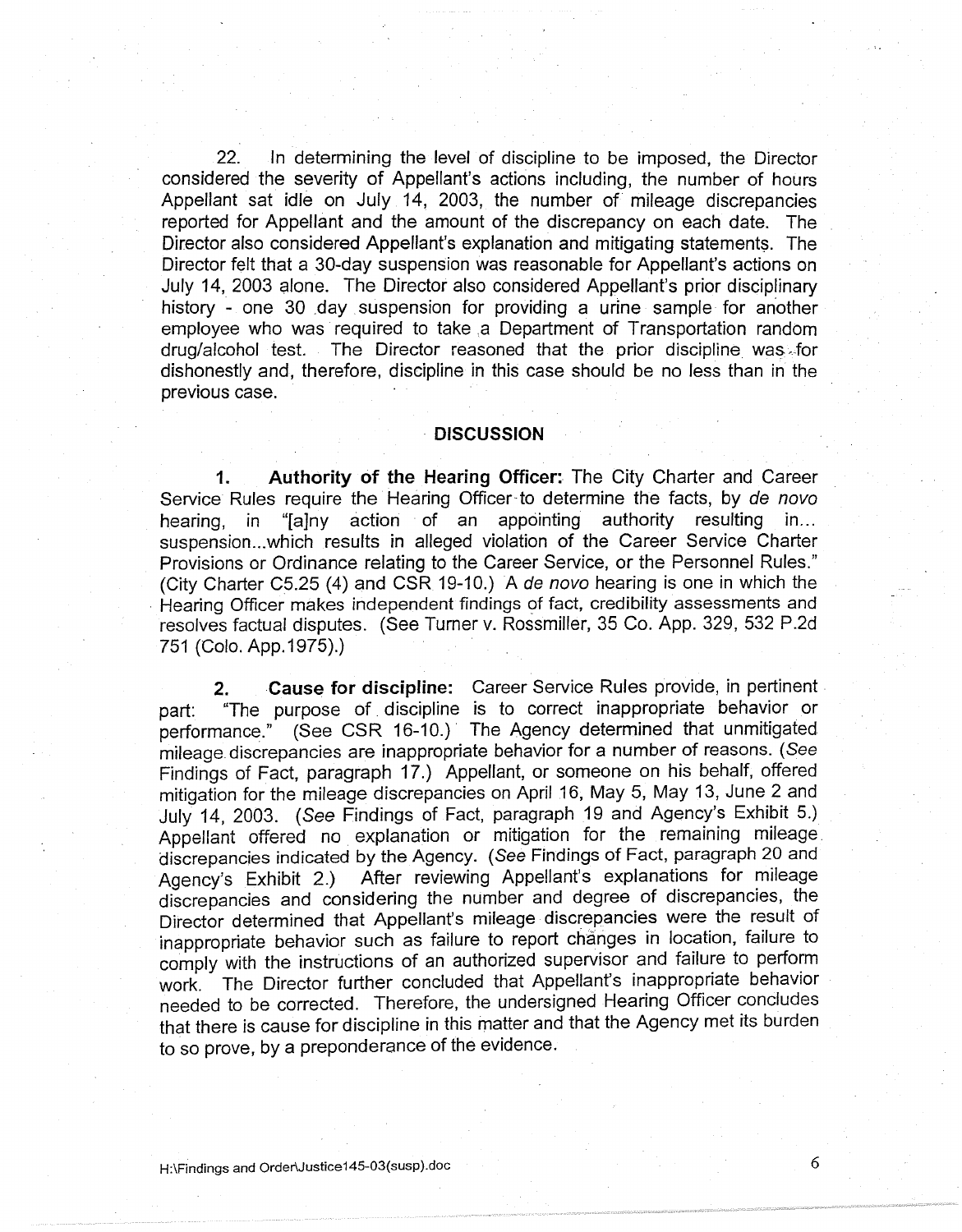22. In determining the level of discipline to be imposed, the Director considered the severity of Appellant's actions including, the number of hours Appellant sat idle on July 14, 2003, the number of mileage discrepancies reported for Appellant and the amount of the discrepancy on each date. The Director also considered Appellant's explanation and mitigating statements. The Director felt that a 30-day suspension was reasonable for Appellant's actions on July 14, 2003 alone. The Director also considered Appellant's prior disciplinary history - one 30 day suspension for providing a urine sample for another employee who was required to take a Department of Transportation random drug/alcohol test. The Director reasoned that the prior discipline was for dishonestly and, therefore, discipline in this case should be no less than in the previous case.

## DISCUSSION

**1. Authority of the Hearing Officer:** The City Charter and Career Service Rules require the Hearing Officer to determine the facts, by *de novo* hearing, in "[a]ny action of an appointing authority resulting in... suspension...which results in alleged violation of the Career Service Charter Provisions or Ordinance relating to the Career Service, or the Personnel Rules." (City Charter C5.25 (4) and CSR 19-10.) A *de novo* hearing is one in which the Hearing Officer makes independent findings of fact, credibility assessments and resolves factual disputes. (See Turner v. Rossmiller, 35 Co. App. 329, 532 P.2d 751 (Colo. App.1975).)

**2. Cause for discipline:** Career Service Rules provide, in pertinent part: "The purpose of discipline is to correct inappropriate behavior or performance." (See CSR 16-10.) The Agency determined that unmitigated mileage discrepancies are inappropriate behavior for a number of reasons. (*See* Findings of Fact, paragraph 17.) Appellant, or someone on his behalf, offered mitigation for the mileage discrepancies on April 16, May 5, May 13, June 2 and July 14, 2003. (*See* Findings of Fact, paragraph 19 and Agency's Exhibit 5.) Appellant offered no explanation or mitigation for the remaining mileage discrepancies indicated by the Agency. (*See* Findings of Fact, paragraph 20 and Agency's Exhibit 2.) After reviewing Appellant's explanations for mileage discrepancies and considering the number and degree of discrepancies, the Director determined that Appellant's mileage discrepancies were the result of inappropriate behavior such as failure to report changes in location, failure to comply with the instructions of an authorized supervisor and failure to perform work. The Director further concluded that Appellant's inappropriate behavior needed to be corrected. Therefore, the undersigned Hearing Officer concludes that there is cause for discipline in this matter and that the Agency met its burden to so prove, by a preponderance of the evidence.

H:\Findings and Order\Justice145-03(susp).doc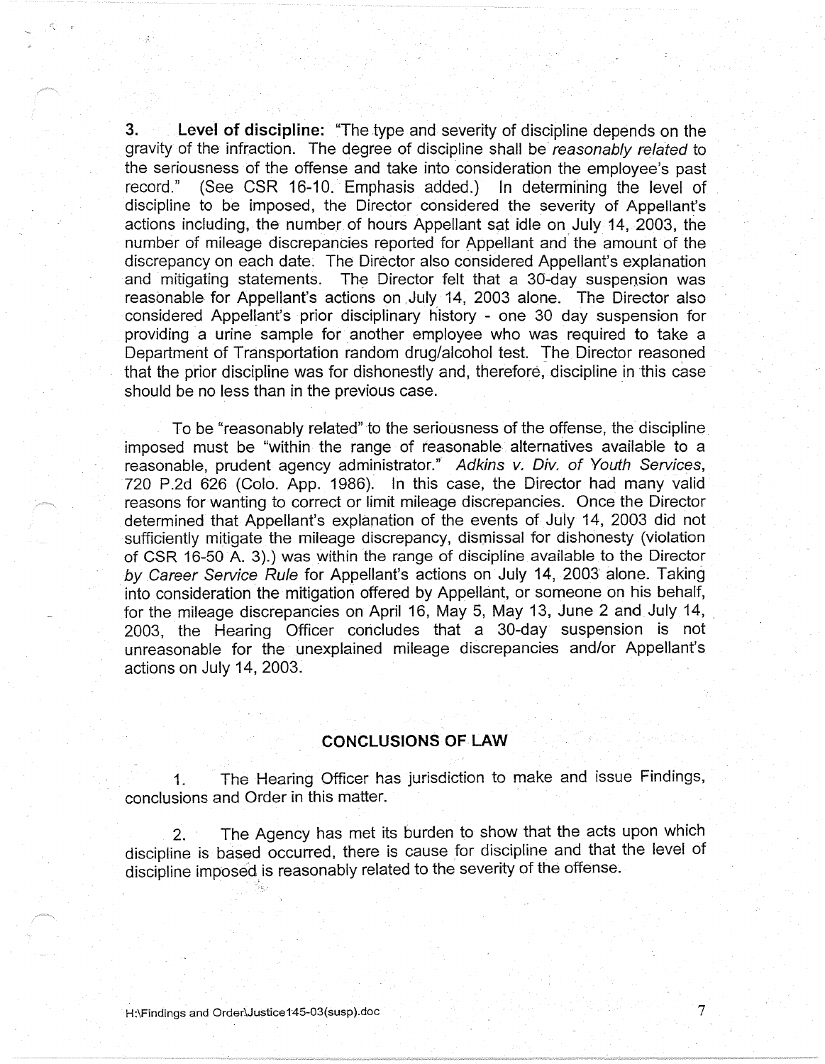**3. Level of discipline:** "The type and severity of discipline depends on the gravity of the infraction. The degree of discipline shall be *reasonably related* to the seriousness of the offense and take into consideration the employee's past record." (See CSR 16-10. Emphasis added.) In determining the level of discipline to be imposed, the Director considered the severity of Appellant's actions including, the number of hours Appellant sat idle on July 14, 2003, the number of mileage discrepancies reported for Appellant and the amount of the discrepancy on each date. The Director also considered Appellant's explanation and mitigating statements. The Director felt that a 30-day suspension was reasonable for Appellant's actions on July 14, 2003 alone. The Director also considered Appellant's prior disciplinary history - one 30 day suspension for providing a urine sample for another employee who was required to take a Department of Transportation random drug/alcohol test. The Director reasoned that the prior discipline was for dishonestly and, therefore, discipline in this case should be no less than in the previous case.

To be "reasonably related" to the seriousness of the offense, the discipline imposed must be "within the range of reasonable alternatives available to a reasonable, prudent agency administrator." *Adkins v. Div. of Youth Services*, 720 P.2d 626 (Colo. App. 1986). In this case, the Director had many valid reasons for wanting to correct or limit mileage discrepancies. Once the Director determined that Appellant's explanation of the events of July 14, 2003 did not sufficiently mitigate the mileage discrepancy, dismissal for dishonesty (violation of CSR 16-50 A. 3).) was within the range of discipline available to the Director *by Career Service Rule* for Appellant's actions on July 14, 2003 alone. Taking into consideration the mitigation offered by Appellant, or someone on his behalf, for the mileage discrepancies on April 16, May 5, May 13, June 2 and July 14, 2003, the Hearing Officer concludes that a 30-day suspension is not unreasonable for the unexplained mileage discrepancies and/or Appellant's actions on July 14, 2003.

## CONCLUSIONS OF LAW

1. The Hearing Officer has jurisdiction to make and issue Findings, conclusions and Order in this matter.

2. The Agency has met its burden to show that the acts upon which discipline is based occurred, there is cause for discipline and that the level of discipline imposed is reasonably related to the severity of the offense.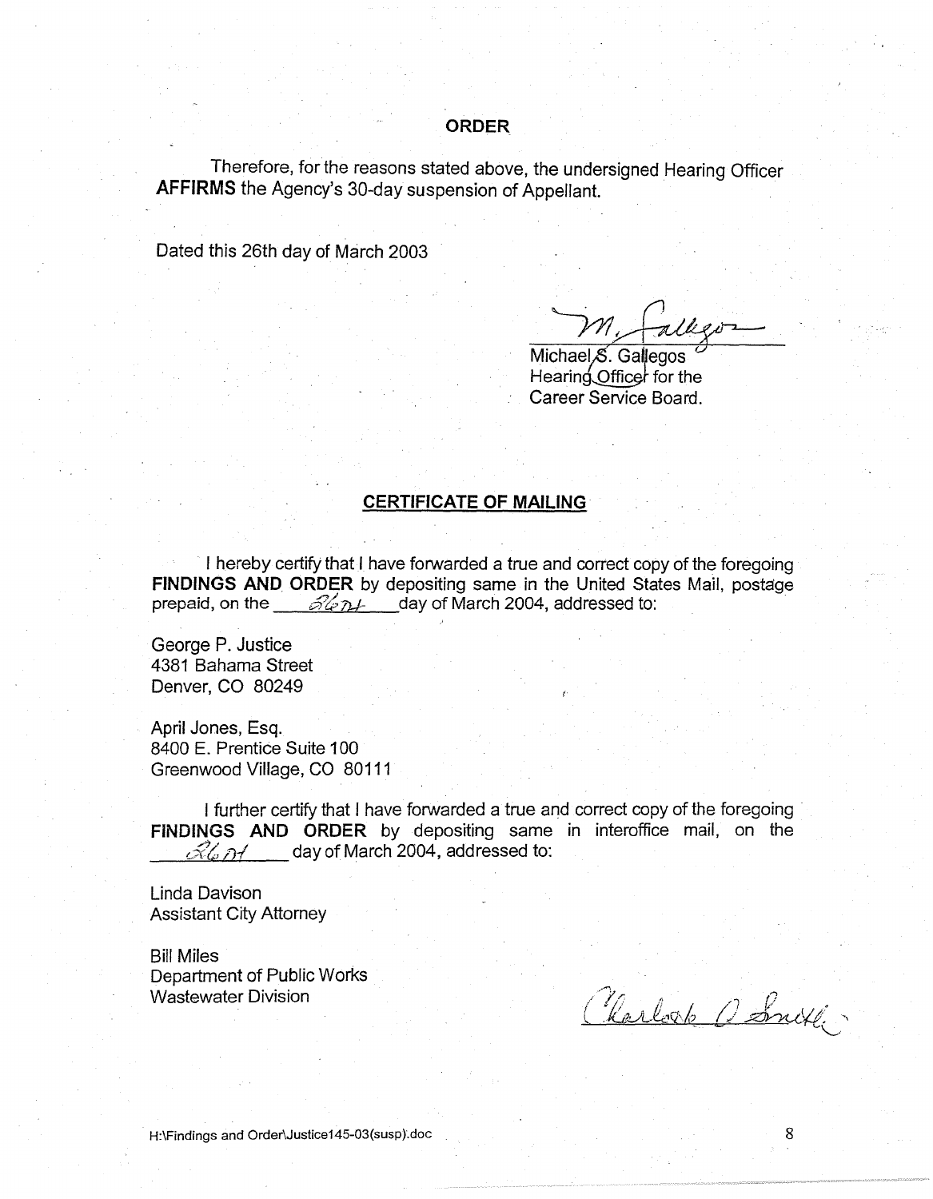## ORDER

Therefore, for the reasons stated above, the undersigned Hearing Officer **AFFIRMS** the Agency's 30-day suspension of Appellant.

Dated this 26th day of March 2003

Michael S. Gallegos
Hearing Officer for the
Career Service Board.

## CERTIFICATE OF MAILING

I hereby certify that I have forwarded a true and correct copy of the foregoing **FINDINGS AND ORDER** by depositing same in the United States Mail, postage prepaid, on the 26th day of March 2004, addressed to:

George P. Justice
4381 Bahama Street
Denver, CO 80249

April Jones, Esq.
8400 E. Prentice Suite 100
Greenwood Village, CO 80111

I further certify that I have forwarded a true and correct copy of the foregoing **FINDINGS AND ORDER** by depositing same in interoffice mail, on the 26th day of March 2004, addressed to:

Linda Davison
Assistant City Attorney

Bill Miles
Department of Public Works
Wastewater Division

H:\Findings and Order\Justice145-03(susp).doc